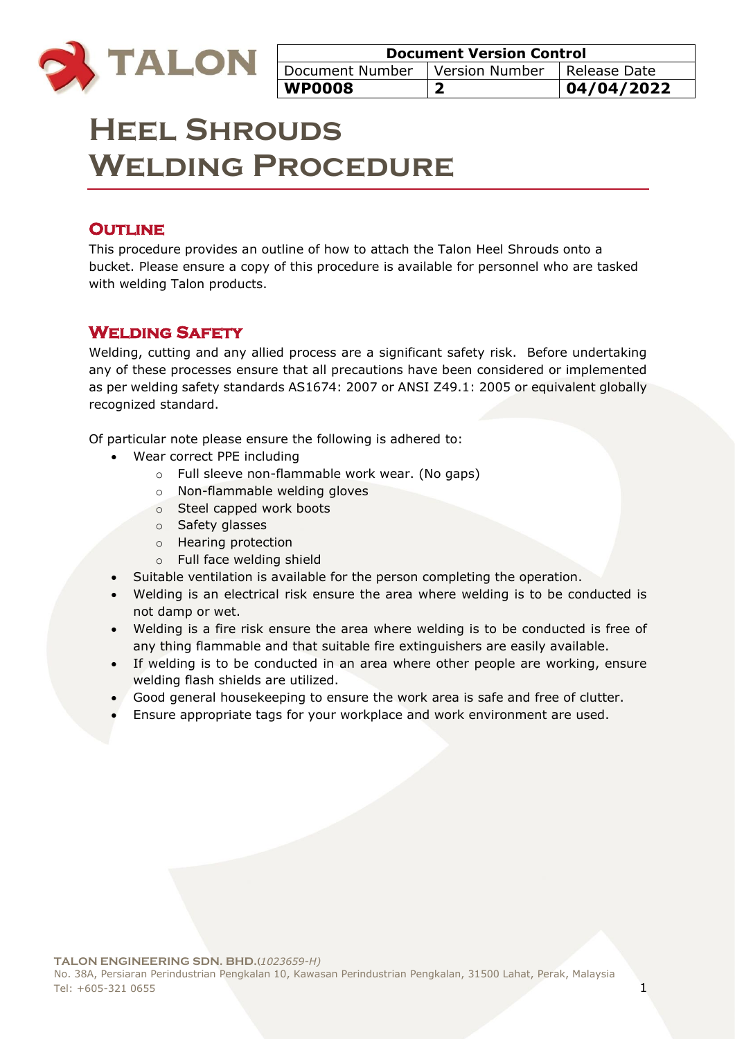| Document Version Control | | |
|---|---|---|
| Document Number | Version Number | Release Date |
| **WP0008** | **2** | **04/04/2022** |

# Heel Shrouds Welding Procedure

## Outline

This procedure provides an outline of how to attach the Talon Heel Shrouds onto a bucket. Please ensure a copy of this procedure is available for personnel who are tasked with welding Talon products.

## Welding Safety

Welding, cutting and any allied process are a significant safety risk. Before undertaking any of these processes ensure that all precautions have been considered or implemented as per welding safety standards AS1674: 2007 or ANSI Z49.1: 2005 or equivalent globally recognized standard.

Of particular note please ensure the following is adhered to:

- Wear correct PPE including
  - Full sleeve non-flammable work wear. (No gaps)
  - Non-flammable welding gloves
  - Steel capped work boots
  - Safety glasses
  - Hearing protection
  - Full face welding shield
- Suitable ventilation is available for the person completing the operation.
- Welding is an electrical risk ensure the area where welding is to be conducted is not damp or wet.
- Welding is a fire risk ensure the area where welding is to be conducted is free of any thing flammable and that suitable fire extinguishers are easily available.
- If welding is to be conducted in an area where other people are working, ensure welding flash shields are utilized.
- Good general housekeeping to ensure the work area is safe and free of clutter.
- Ensure appropriate tags for your workplace and work environment are used.

**TALON ENGINEERING SDN. BHD.**(*1023659-H)*
No. 38A, Persiaran Perindustrian Pengkalan 10, Kawasan Perindustrian Pengkalan, 31500 Lahat, Perak, Malaysia
Tel: +605-321 0655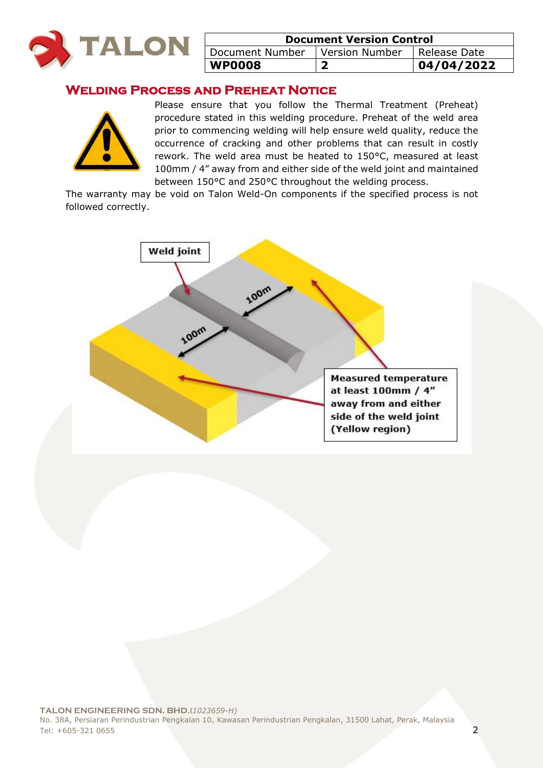| Document Version Control | | |
|---|---|---|
| Document Number | Version Number | Release Date |
| **WP0008** | **2** | **04/04/2022** |

## Welding Process and Preheat Notice

Please ensure that you follow the Thermal Treatment (Preheat) procedure stated in this welding procedure. Preheat of the weld area prior to commencing welding will help ensure weld quality, reduce the occurrence of cracking and other problems that can result in costly rework. The weld area must be heated to 150°C, measured at least 100mm / 4" away from and either side of the weld joint and maintained between 150°C and 250°C throughout the welding process.

The warranty may be void on Talon Weld-On components if the specified process is not followed correctly.

Weld joint

100m

100m

**Measured temperature at least 100mm / 4" away from and either side of the weld joint (Yellow region)**

**TALON ENGINEERING SDN. BHD.**(*1023659-H)*
No. 38A, Persiaran Perindustrian Pengkalan 10, Kawasan Perindustrian Pengkalan, 31500 Lahat, Perak, Malaysia
Tel: +605-321 0655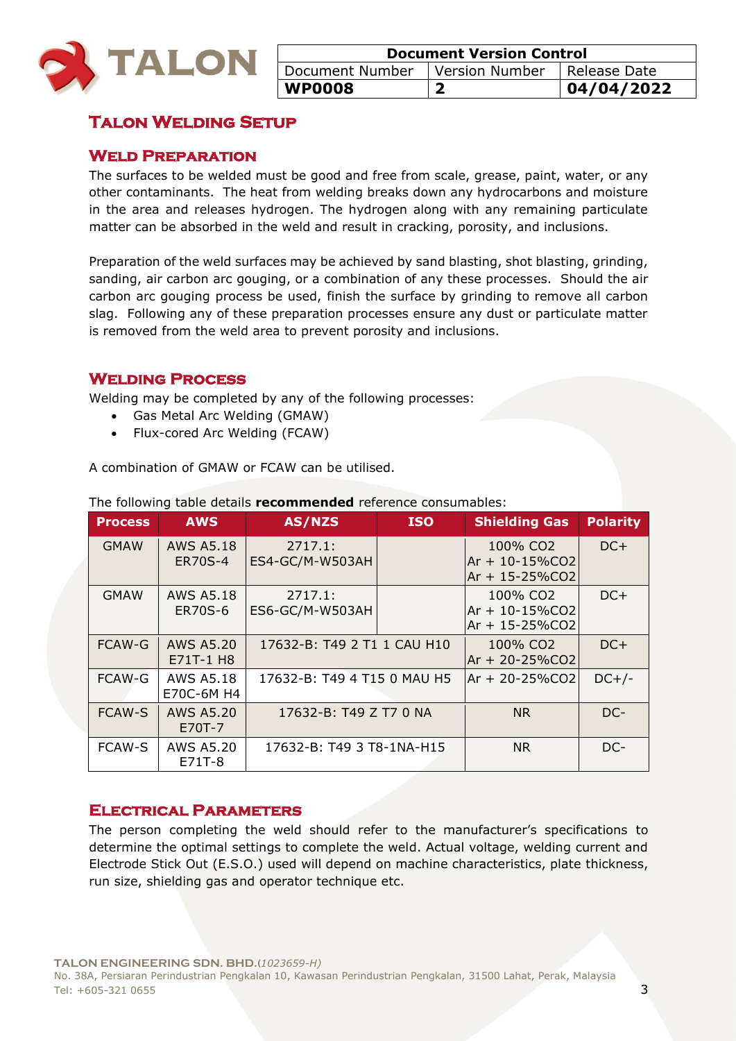| Document Version Control | | |
|---|---|---|
| Document Number | Version Number | Release Date |
| **WP0008** | **2** | **04/04/2022** |

# Talon Welding Setup

## Weld Preparation

The surfaces to be welded must be good and free from scale, grease, paint, water, or any other contaminants. The heat from welding breaks down any hydrocarbons and moisture in the area and releases hydrogen. The hydrogen along with any remaining particulate matter can be absorbed in the weld and result in cracking, porosity, and inclusions.

Preparation of the weld surfaces may be achieved by sand blasting, shot blasting, grinding, sanding, air carbon arc gouging, or a combination of any these processes. Should the air carbon arc gouging process be used, finish the surface by grinding to remove all carbon slag. Following any of these preparation processes ensure any dust or particulate matter is removed from the weld area to prevent porosity and inclusions.

## Welding Process

Welding may be completed by any of the following processes:

- Gas Metal Arc Welding (GMAW)
- Flux-cored Arc Welding (FCAW)

A combination of GMAW or FCAW can be utilised.

The following table details **recommended** reference consumables:

| Process | AWS | AS/NZS | ISO | Shielding Gas | Polarity |
|---|---|---|---|---|---|
| GMAW | AWS A5.18 ER70S-4 | 2717.1: ES4-GC/M-W503AH | | 100% CO2<br>Ar + 10-15%CO2<br>Ar + 15-25%CO2 | DC+ |
| GMAW | AWS A5.18 ER70S-6 | 2717.1: ES6-GC/M-W503AH | | 100% CO2<br>Ar + 10-15%CO2<br>Ar + 15-25%CO2 | DC+ |
| FCAW-G | AWS A5.20 E71T-1 H8 | 17632-B: T49 2 T1 1 CAU H10 | | 100% CO2<br>Ar + 20-25%CO2 | DC+ |
| FCAW-G | AWS A5.18 E70C-6M H4 | 17632-B: T49 4 T15 0 MAU H5 | | Ar + 20-25%CO2 | DC+/- |
| FCAW-S | AWS A5.20 E70T-7 | 17632-B: T49 Z T7 0 NA | | NR | DC- |
| FCAW-S | AWS A5.20 E71T-8 | 17632-B: T49 3 T8-1NA-H15 | | NR | DC- |

## Electrical Parameters

The person completing the weld should refer to the manufacturer's specifications to determine the optimal settings to complete the weld. Actual voltage, welding current and Electrode Stick Out (E.S.O.) used will depend on machine characteristics, plate thickness, run size, shielding gas and operator technique etc.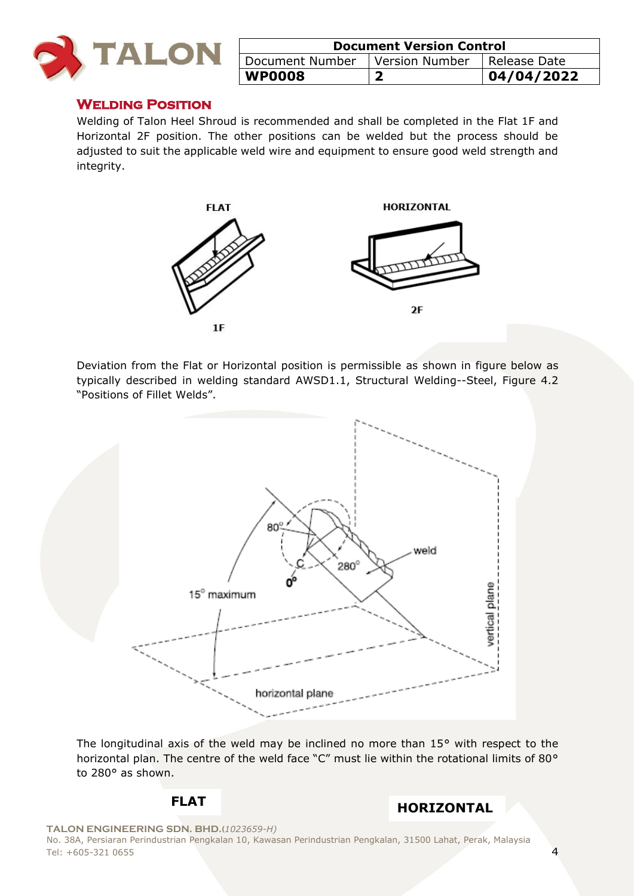## Welding Position

Welding of Talon Heel Shroud is recommended and shall be completed in the Flat 1F and Horizontal 2F position. The other positions can be welded but the process should be adjusted to suit the applicable weld wire and equipment to ensure good weld strength and integrity.

Deviation from the Flat or Horizontal position is permissible as shown in figure below as typically described in welding standard AWSD1.1, Structural Welding--Steel, Figure 4.2 "Positions of Fillet Welds".

The longitudinal axis of the weld may be inclined no more than 15° with respect to the horizontal plan. The centre of the weld face "C" must lie within the rotational limits of 80° to 280° as shown.

**FLAT** **HORIZONTAL**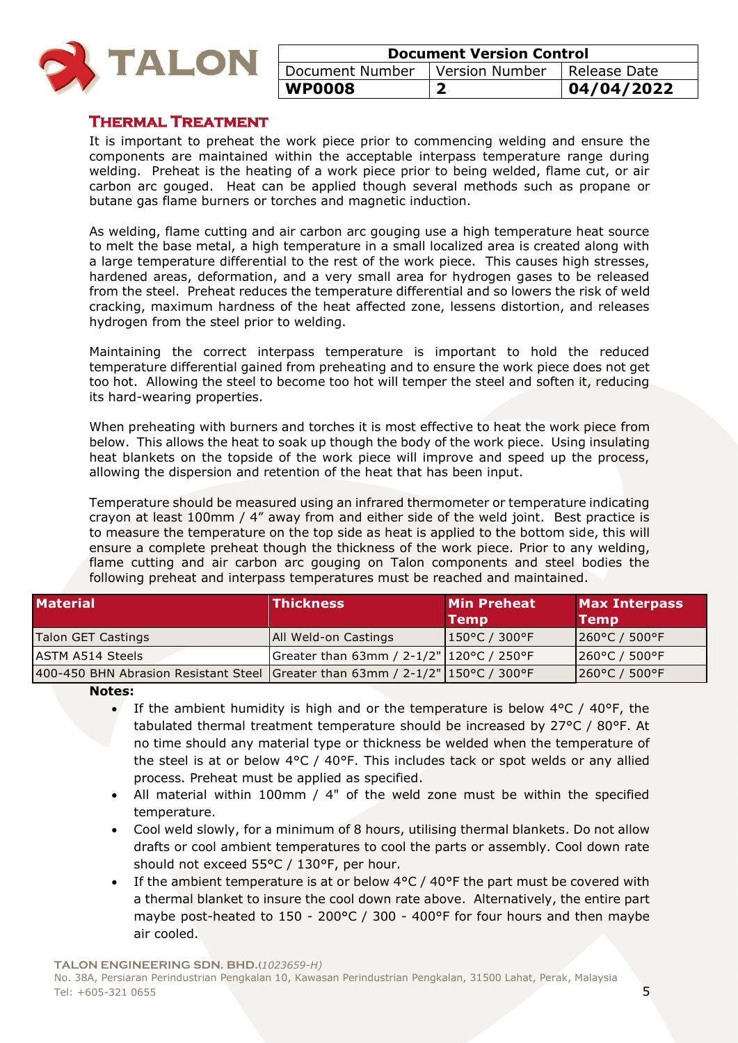## Thermal Treatment

It is important to preheat the work piece prior to commencing welding and ensure the components are maintained within the acceptable interpass temperature range during welding. Preheat is the heating of a work piece prior to being welded, flame cut, or air carbon arc gouged. Heat can be applied though several methods such as propane or butane gas flame burners or torches and magnetic induction.

As welding, flame cutting and air carbon arc gouging use a high temperature heat source to melt the base metal, a high temperature in a small localized area is created along with a large temperature differential to the rest of the work piece. This causes high stresses, hardened areas, deformation, and a very small area for hydrogen gases to be released from the steel. Preheat reduces the temperature differential and so lowers the risk of weld cracking, maximum hardness of the heat affected zone, lessens distortion, and releases hydrogen from the steel prior to welding.

Maintaining the correct interpass temperature is important to hold the reduced temperature differential gained from preheating and to ensure the work piece does not get too hot. Allowing the steel to become too hot will temper the steel and soften it, reducing its hard-wearing properties.

When preheating with burners and torches it is most effective to heat the work piece from below. This allows the heat to soak up though the body of the work piece. Using insulating heat blankets on the topside of the work piece will improve and speed up the process, allowing the dispersion and retention of the heat that has been input.

Temperature should be measured using an infrared thermometer or temperature indicating crayon at least 100mm / 4" away from and either side of the weld joint. Best practice is to measure the temperature on the top side as heat is applied to the bottom side, this will ensure a complete preheat though the thickness of the work piece. Prior to any welding, flame cutting and air carbon arc gouging on Talon components and steel bodies the following preheat and interpass temperatures must be reached and maintained.

| Material | Thickness | Min Preheat Temp | Max Interpass Temp |
|---|---|---|---|
| Talon GET Castings | All Weld-on Castings | 150°C / 300°F | 260°C / 500°F |
| ASTM A514 Steels | Greater than 63mm / 2-1/2" | 120°C / 250°F | 260°C / 500°F |
| 400-450 BHN Abrasion Resistant Steel | Greater than 63mm / 2-1/2" | 150°C / 300°F | 260°C / 500°F |

**Notes:**

- If the ambient humidity is high and or the temperature is below 4°C / 40°F, the tabulated thermal treatment temperature should be increased by 27°C / 80°F. At no time should any material type or thickness be welded when the temperature of the steel is at or below 4°C / 40°F. This includes tack or spot welds or any allied process. Preheat must be applied as specified.
- All material within 100mm / 4" of the weld zone must be within the specified temperature.
- Cool weld slowly, for a minimum of 8 hours, utilising thermal blankets. Do not allow drafts or cool ambient temperatures to cool the parts or assembly. Cool down rate should not exceed 55°C / 130°F, per hour.
- If the ambient temperature is at or below 4°C / 40°F the part must be covered with a thermal blanket to insure the cool down rate above. Alternatively, the entire part maybe post-heated to 150 - 200°C / 300 - 400°F for four hours and then maybe air cooled.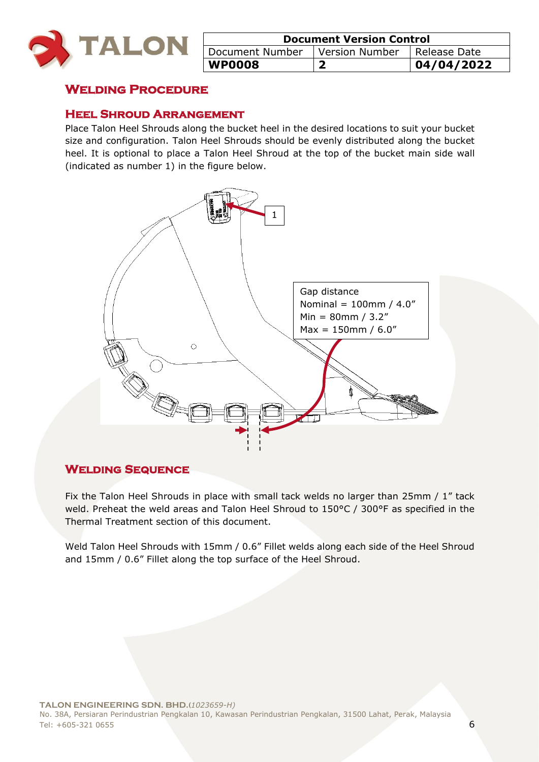| Document Version Control | | |
|---|---|---|
| Document Number | Version Number | Release Date |
| **WP0008** | **2** | **04/04/2022** |

## Welding Procedure

### Heel Shroud Arrangement

Place Talon Heel Shrouds along the bucket heel in the desired locations to suit your bucket size and configuration. Talon Heel Shrouds should be evenly distributed along the bucket heel. It is optional to place a Talon Heel Shroud at the top of the bucket main side wall (indicated as number 1) in the figure below.

1

Gap distance
Nominal = 100mm / 4.0"
Min = 80mm / 3.2"
Max = 150mm / 6.0"

### Welding Sequence

Fix the Talon Heel Shrouds in place with small tack welds no larger than 25mm / 1" tack weld. Preheat the weld areas and Talon Heel Shroud to 150°C / 300°F as specified in the Thermal Treatment section of this document.

Weld Talon Heel Shrouds with 15mm / 0.6" Fillet welds along each side of the Heel Shroud and 15mm / 0.6" Fillet along the top surface of the Heel Shroud.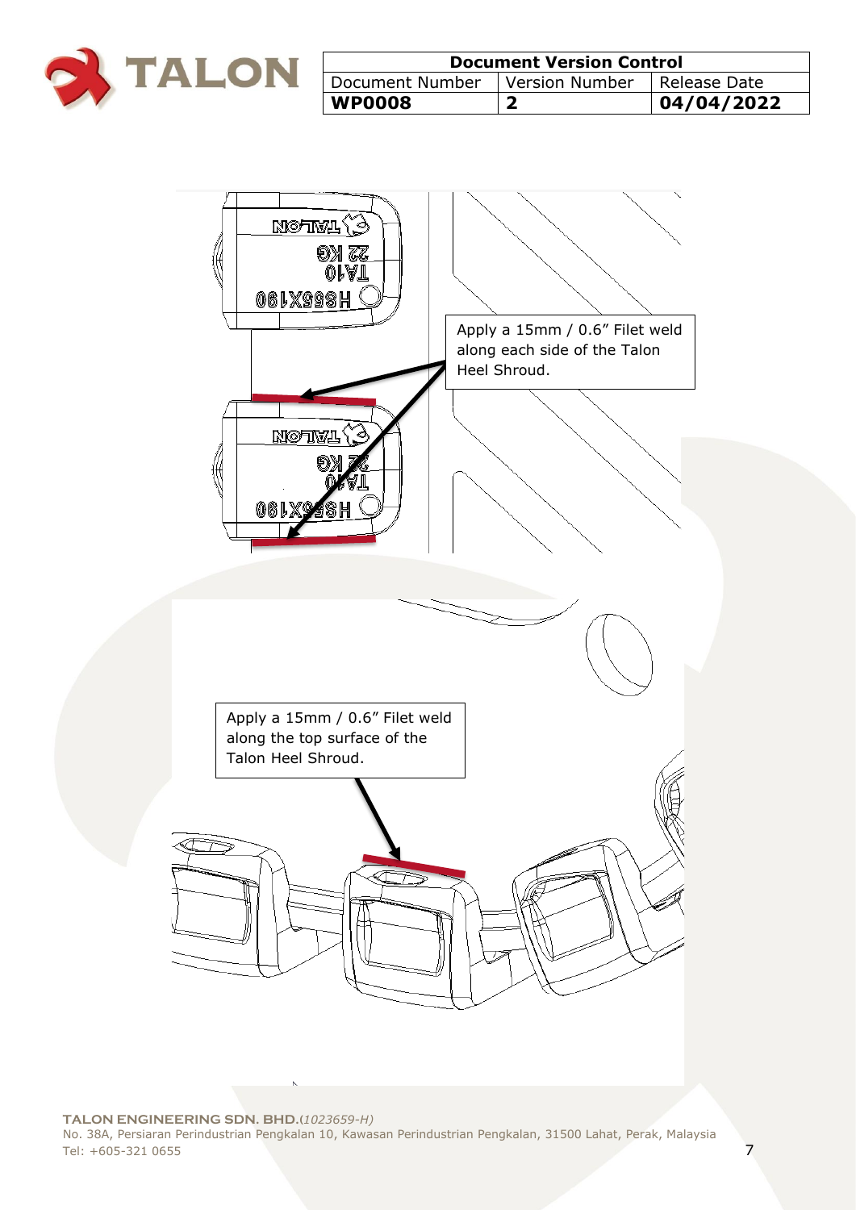Apply a 15mm / 0.6" Filet weld along each side of the Talon Heel Shroud.

Apply a 15mm / 0.6" Filet weld along the top surface of the Talon Heel Shroud.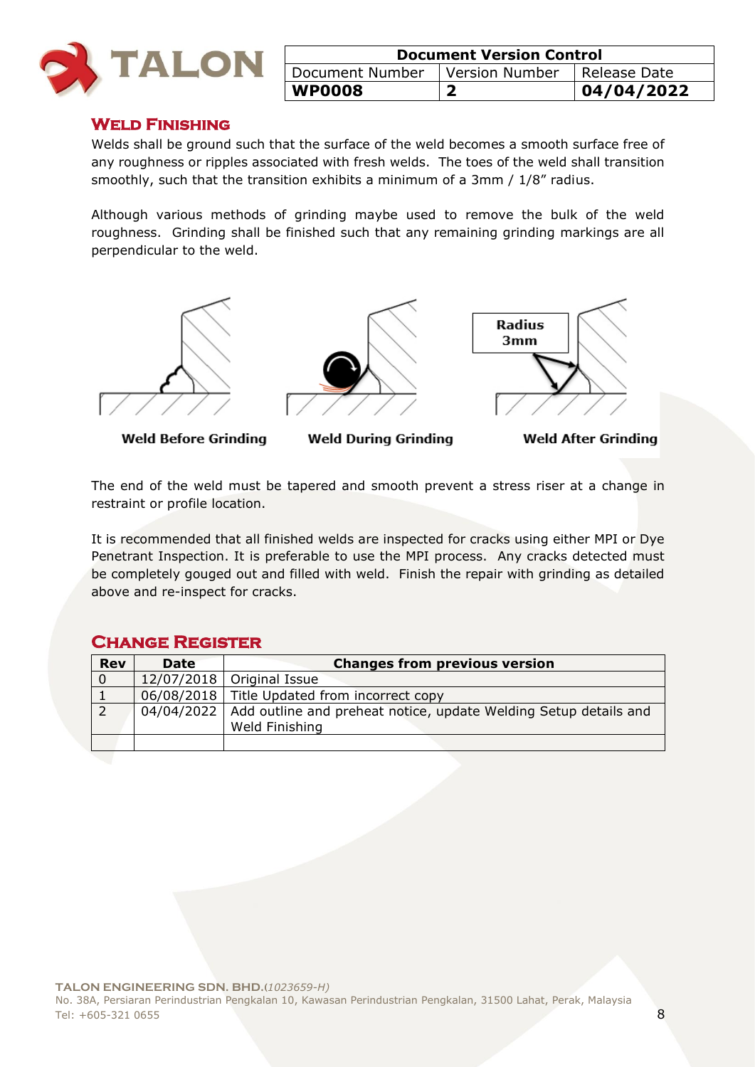## Weld Finishing

Welds shall be ground such that the surface of the weld becomes a smooth surface free of any roughness or ripples associated with fresh welds. The toes of the weld shall transition smoothly, such that the transition exhibits a minimum of a 3mm / 1/8" radius.

Although various methods of grinding maybe used to remove the bulk of the weld roughness. Grinding shall be finished such that any remaining grinding markings are all perpendicular to the weld.

Radius 3mm

Weld Before Grinding

Weld During Grinding

Weld After Grinding

The end of the weld must be tapered and smooth prevent a stress riser at a change in restraint or profile location.

It is recommended that all finished welds are inspected for cracks using either MPI or Dye Penetrant Inspection. It is preferable to use the MPI process. Any cracks detected must be completely gouged out and filled with weld. Finish the repair with grinding as detailed above and re-inspect for cracks.

## Change Register

| Rev | Date | Changes from previous version |
|---|---|---|
| 0 | 12/07/2018 | Original Issue |
| 1 | 06/08/2018 | Title Updated from incorrect copy |
| 2 | 04/04/2022 | Add outline and preheat notice, update Welding Setup details and Weld Finishing |
| | | |

**TALON ENGINEERING SDN. BHD.**(*1023659-H)*
No. 38A, Persiaran Perindustrian Pengkalan 10, Kawasan Perindustrian Pengkalan, 31500 Lahat, Perak, Malaysia
Tel: +605-321 0655